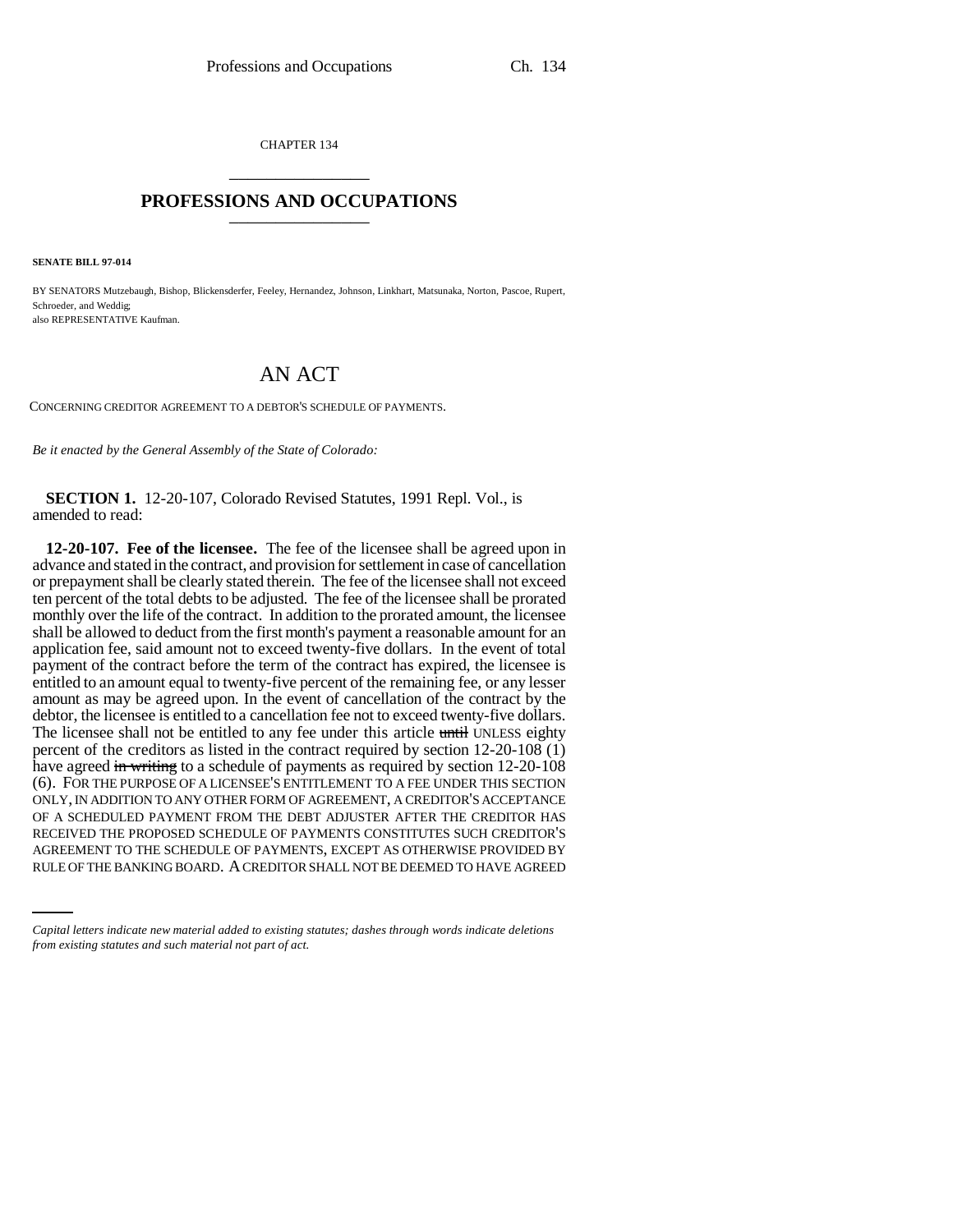CHAPTER 134

# PROFESSIONS AND OCCUPATIONS

**SENATE BILL 97-014**

BY SENATORS Mutzebaugh, Bishop, Blickensderfer, Feeley, Hernandez, Johnson, Linkhart, Matsunaka, Norton, Pascoe, Rupert, Schroeder, and Weddig;
also REPRESENTATIVE Kaufman.

## AN ACT

CONCERNING CREDITOR AGREEMENT TO A DEBTOR'S SCHEDULE OF PAYMENTS.

*Be it enacted by the General Assembly of the State of Colorado:*

**SECTION 1.** 12-20-107, Colorado Revised Statutes, 1991 Repl. Vol., is amended to read:

**12-20-107. Fee of the licensee.** The fee of the licensee shall be agreed upon in advance and stated in the contract, and provision for settlement in case of cancellation or prepayment shall be clearly stated therein. The fee of the licensee shall not exceed ten percent of the total debts to be adjusted. The fee of the licensee shall be prorated monthly over the life of the contract. In addition to the prorated amount, the licensee shall be allowed to deduct from the first month's payment a reasonable amount for an application fee, said amount not to exceed twenty-five dollars. In the event of total payment of the contract before the term of the contract has expired, the licensee is entitled to an amount equal to twenty-five percent of the remaining fee, or any lesser amount as may be agreed upon. In the event of cancellation of the contract by the debtor, the licensee is entitled to a cancellation fee not to exceed twenty-five dollars. The licensee shall not be entitled to any fee under this article ~~until~~ UNLESS eighty percent of the creditors as listed in the contract required by section 12-20-108 (1) have agreed ~~in writing~~ to a schedule of payments as required by section 12-20-108 (6). FOR THE PURPOSE OF A LICENSEE'S ENTITLEMENT TO A FEE UNDER THIS SECTION ONLY, IN ADDITION TO ANY OTHER FORM OF AGREEMENT, A CREDITOR'S ACCEPTANCE OF A SCHEDULED PAYMENT FROM THE DEBT ADJUSTER AFTER THE CREDITOR HAS RECEIVED THE PROPOSED SCHEDULE OF PAYMENTS CONSTITUTES SUCH CREDITOR'S AGREEMENT TO THE SCHEDULE OF PAYMENTS, EXCEPT AS OTHERWISE PROVIDED BY RULE OF THE BANKING BOARD. A CREDITOR SHALL NOT BE DEEMED TO HAVE AGREED

*Capital letters indicate new material added to existing statutes; dashes through words indicate deletions from existing statutes and such material not part of act.*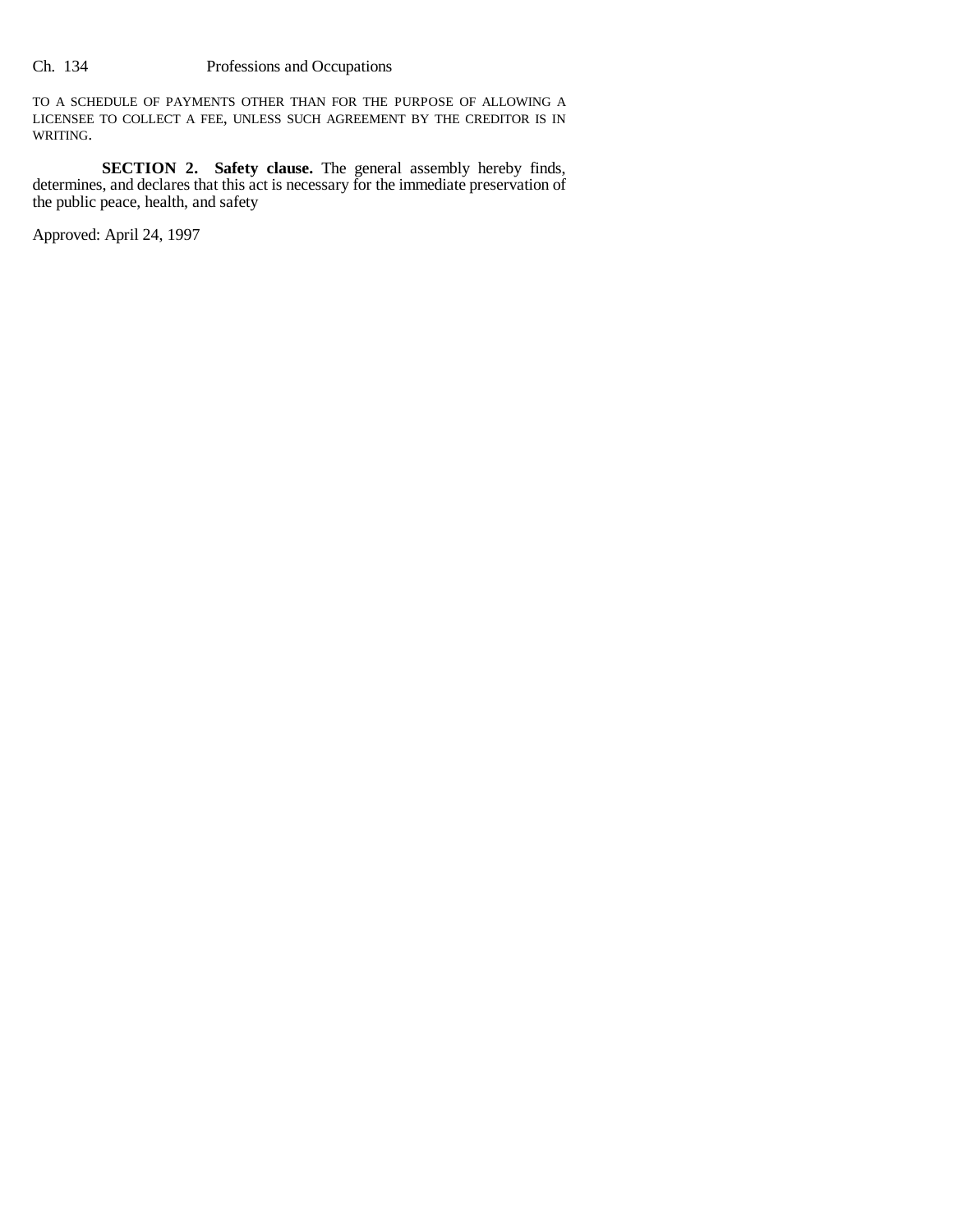TO A SCHEDULE OF PAYMENTS OTHER THAN FOR THE PURPOSE OF ALLOWING A LICENSEE TO COLLECT A FEE, UNLESS SUCH AGREEMENT BY THE CREDITOR IS IN WRITING.

**SECTION 2. Safety clause.** The general assembly hereby finds, determines, and declares that this act is necessary for the immediate preservation of the public peace, health, and safety

Approved: April 24, 1997